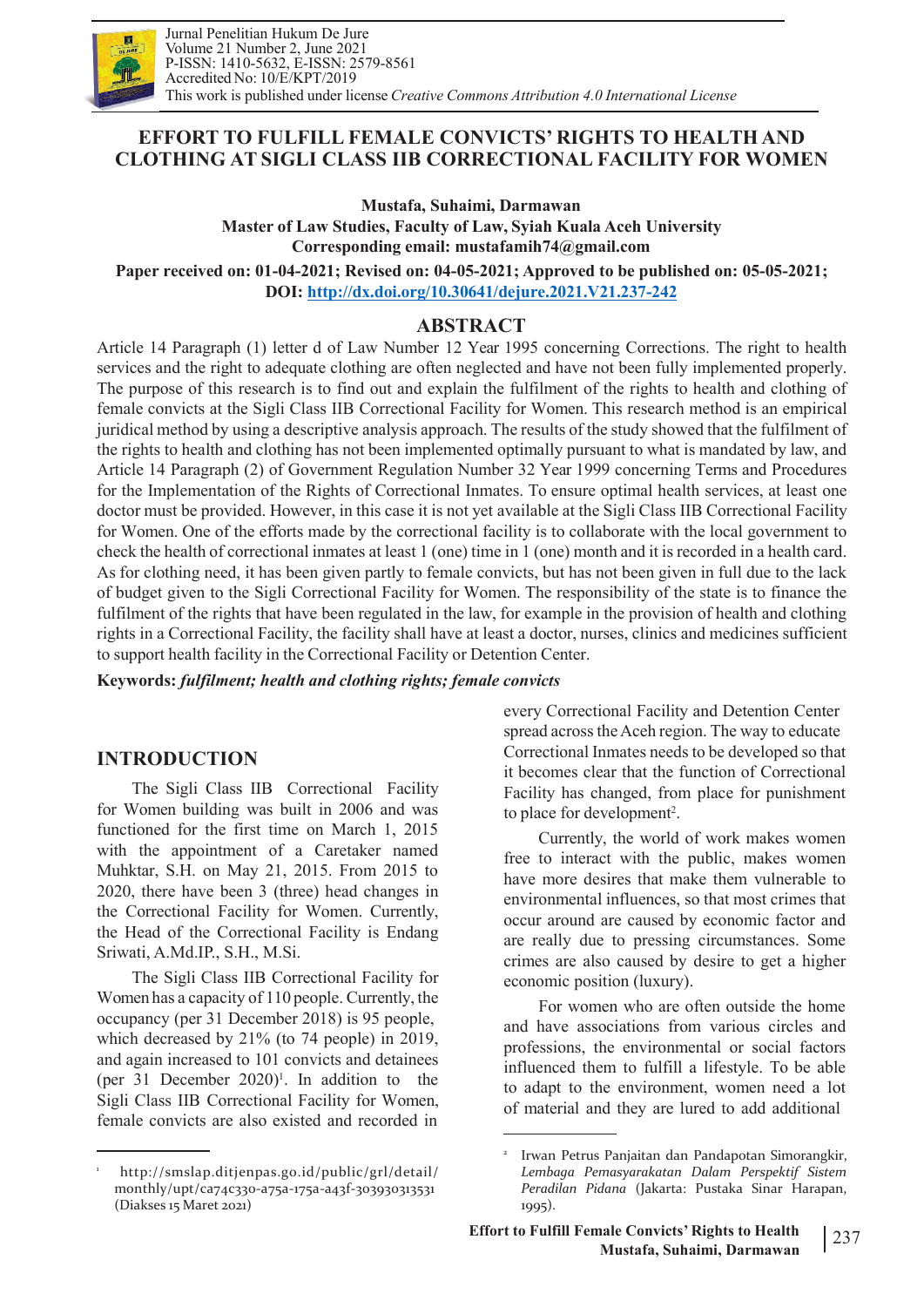# EFFORT TO FULFILL FEMALE CONVICTS' RIGHTS TO HEALTH AND CLOTHING AT SIGLI CLASS IIB CORRECTIONAL FACILITY FOR WOMEN

**Mustafa, Suhaimi, Darmawan**
**Master of Law Studies, Faculty of Law, Syiah Kuala Aceh University**
**Corresponding email: mustafamih74@gmail.com**

**Paper received on: 01-04-2021; Revised on: 04-05-2021; Approved to be published on: 05-05-2021;**
**DOI: http://dx.doi.org/10.30641/dejure.2021.V21.237-242**

## ABSTRACT

Article 14 Paragraph (1) letter d of Law Number 12 Year 1995 concerning Corrections. The right to health services and the right to adequate clothing are often neglected and have not been fully implemented properly. The purpose of this research is to find out and explain the fulfilment of the rights to health and clothing of female convicts at the Sigli Class IIB Correctional Facility for Women. This research method is an empirical juridical method by using a descriptive analysis approach. The results of the study showed that the fulfilment of the rights to health and clothing has not been implemented optimally pursuant to what is mandated by law, and Article 14 Paragraph (2) of Government Regulation Number 32 Year 1999 concerning Terms and Procedures for the Implementation of the Rights of Correctional Inmates. To ensure optimal health services, at least one doctor must be provided. However, in this case it is not yet available at the Sigli Class IIB Correctional Facility for Women. One of the efforts made by the correctional facility is to collaborate with the local government to check the health of correctional inmates at least 1 (one) time in 1 (one) month and it is recorded in a health card. As for clothing need, it has been given partly to female convicts, but has not been given in full due to the lack of budget given to the Sigli Correctional Facility for Women. The responsibility of the state is to finance the fulfilment of the rights that have been regulated in the law, for example in the provision of health and clothing rights in a Correctional Facility, the facility shall have at least a doctor, nurses, clinics and medicines sufficient to support health facility in the Correctional Facility or Detention Center.

**Keywords:** ***fulfilment; health and clothing rights; female convicts***

## INTRODUCTION

The Sigli Class IIB Correctional Facility for Women building was built in 2006 and was functioned for the first time on March 1, 2015 with the appointment of a Caretaker named Muhktar, S.H. on May 21, 2015. From 2015 to 2020, there have been 3 (three) head changes in the Correctional Facility for Women. Currently, the Head of the Correctional Facility is Endang Sriwati, A.Md.IP., S.H., M.Si.

The Sigli Class IIB Correctional Facility for Women has a capacity of 110 people. Currently, the occupancy (per 31 December 2018) is 95 people, which decreased by 21% (to 74 people) in 2019, and again increased to 101 convicts and detainees (per 31 December 2020)[1]. In addition to the Sigli Class IIB Correctional Facility for Women, female convicts are also existed and recorded in every Correctional Facility and Detention Center spread across the Aceh region. The way to educate Correctional Inmates needs to be developed so that it becomes clear that the function of Correctional Facility has changed, from place for punishment to place for development[2].

Currently, the world of work makes women free to interact with the public, makes women have more desires that make them vulnerable to environmental influences, so that most crimes that occur around are caused by economic factor and are really due to pressing circumstances. Some crimes are also caused by desire to get a higher economic position (luxury).

For women who are often outside the home and have associations from various circles and professions, the environmental or social factors influenced them to fulfill a lifestyle. To be able to adapt to the environment, women need a lot of material and they are lured to add additional

---

[1] http://smslap.ditjenpas.go.id/public/grl/detail/monthly/upt/ca74c330-a75a-175a-a43f-303930313531 (Diakses 15 Maret 2021)

[2] Irwan Petrus Panjaitan dan Pandapotan Simorangkir, *Lembaga Pemasyarakatan Dalam Perspektif Sistem Peradilan Pidana* (Jakarta: Pustaka Sinar Harapan, 1995).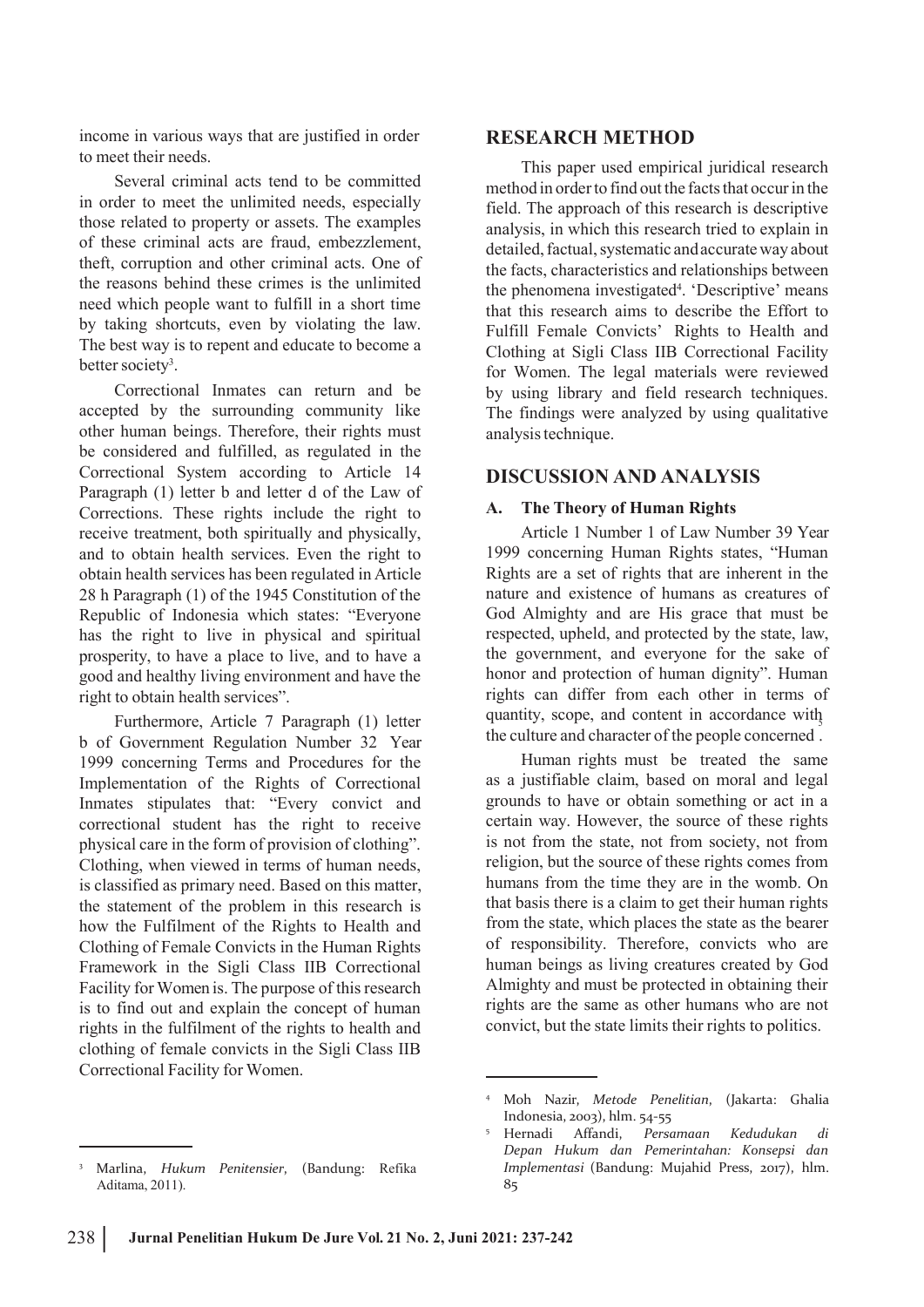income in various ways that are justified in order to meet their needs.

Several criminal acts tend to be committed in order to meet the unlimited needs, especially those related to property or assets. The examples of these criminal acts are fraud, embezzlement, theft, corruption and other criminal acts. One of the reasons behind these crimes is the unlimited need which people want to fulfill in a short time by taking shortcuts, even by violating the law. The best way is to repent and educate to become a better society[3].

Correctional Inmates can return and be accepted by the surrounding community like other human beings. Therefore, their rights must be considered and fulfilled, as regulated in the Correctional System according to Article 14 Paragraph (1) letter b and letter d of the Law of Corrections. These rights include the right to receive treatment, both spiritually and physically, and to obtain health services. Even the right to obtain health services has been regulated in Article 28 h Paragraph (1) of the 1945 Constitution of the Republic of Indonesia which states: "Everyone has the right to live in physical and spiritual prosperity, to have a place to live, and to have a good and healthy living environment and have the right to obtain health services".

Furthermore, Article 7 Paragraph (1) letter b of Government Regulation Number 32 Year 1999 concerning Terms and Procedures for the Implementation of the Rights of Correctional Inmates stipulates that: "Every convict and correctional student has the right to receive physical care in the form of provision of clothing". Clothing, when viewed in terms of human needs, is classified as primary need. Based on this matter, the statement of the problem in this research is how the Fulfilment of the Rights to Health and Clothing of Female Convicts in the Human Rights Framework in the Sigli Class IIB Correctional Facility for Women is. The purpose of this research is to find out and explain the concept of human rights in the fulfilment of the rights to health and clothing of female convicts in the Sigli Class IIB Correctional Facility for Women.

## RESEARCH METHOD

This paper used empirical juridical research method in order to find out the facts that occur in the field. The approach of this research is descriptive analysis, in which this research tried to explain in detailed, factual, systematic and accurate way about the facts, characteristics and relationships between the phenomena investigated[4]. 'Descriptive' means that this research aims to describe the Effort to Fulfill Female Convicts' Rights to Health and Clothing at Sigli Class IIB Correctional Facility for Women. The legal materials were reviewed by using library and field research techniques. The findings were analyzed by using qualitative analysis technique.

## DISCUSSION AND ANALYSIS

### A. The Theory of Human Rights

Article 1 Number 1 of Law Number 39 Year 1999 concerning Human Rights states, "Human Rights are a set of rights that are inherent in the nature and existence of humans as creatures of God Almighty and are His grace that must be respected, upheld, and protected by the state, law, the government, and everyone for the sake of honor and protection of human dignity". Human rights can differ from each other in terms of quantity, scope, and content in accordance with the culture and character of the people concerned[5].

Human rights must be treated the same as a justifiable claim, based on moral and legal grounds to have or obtain something or act in a certain way. However, the source of these rights is not from the state, not from society, not from religion, but the source of these rights comes from humans from the time they are in the womb. On that basis there is a claim to get their human rights from the state, which places the state as the bearer of responsibility. Therefore, convicts who are human beings as living creatures created by God Almighty and must be protected in obtaining their rights are the same as other humans who are not convict, but the state limits their rights to politics.

---

[3] Marlina, *Hukum Penitensier*, (Bandung: Refika Aditama, 2011).

[4] Moh Nazir, *Metode Penelitian*, (Jakarta: Ghalia Indonesia, 2003), hlm. 54-55

[5] Hernadi Affandi, *Persamaan Kedudukan di Depan Hukum dan Pemerintahan: Konsepsi dan Implementasi* (Bandung: Mujahid Press, 2017), hlm. 85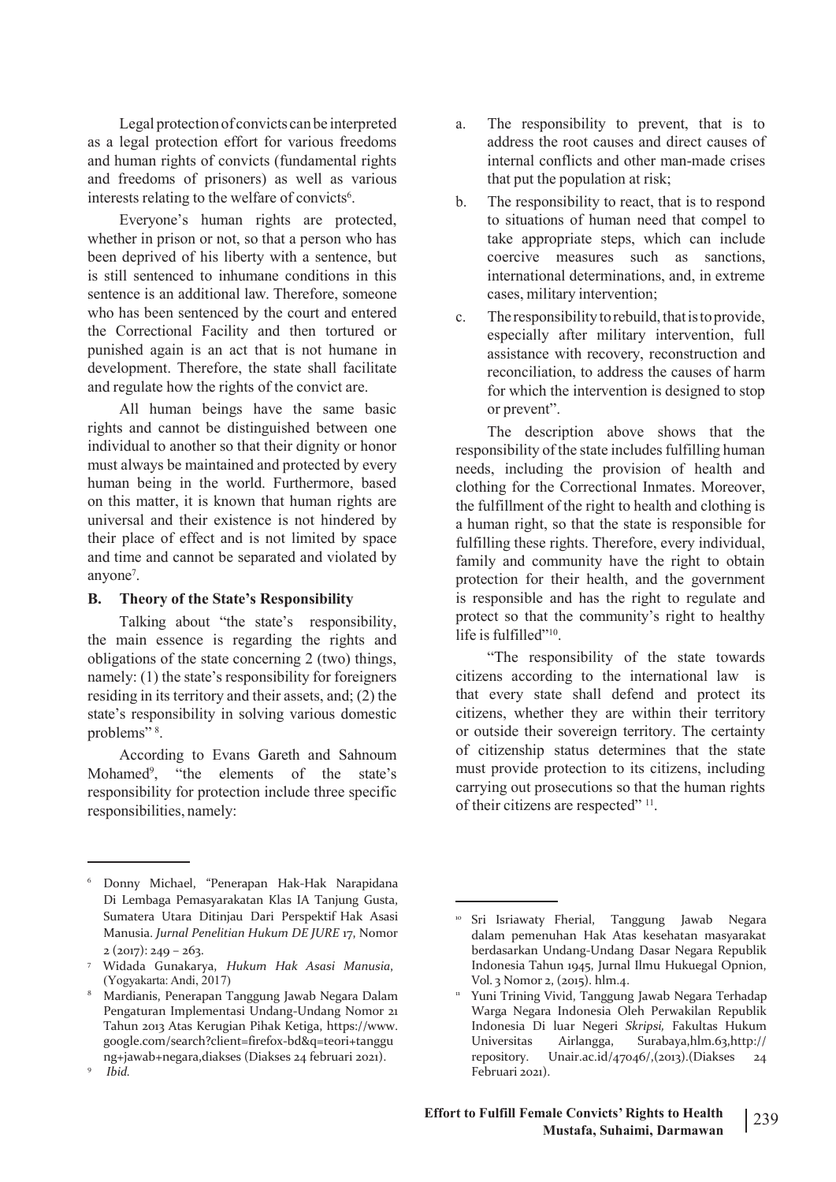Legal protection of convicts can be interpreted as a legal protection effort for various freedoms and human rights of convicts (fundamental rights and freedoms of prisoners) as well as various interests relating to the welfare of convicts[6].

Everyone's human rights are protected, whether in prison or not, so that a person who has been deprived of his liberty with a sentence, but is still sentenced to inhumane conditions in this sentence is an additional law. Therefore, someone who has been sentenced by the court and entered the Correctional Facility and then tortured or punished again is an act that is not humane in development. Therefore, the state shall facilitate and regulate how the rights of the convict are.

All human beings have the same basic rights and cannot be distinguished between one individual to another so that their dignity or honor must always be maintained and protected by every human being in the world. Furthermore, based on this matter, it is known that human rights are universal and their existence is not hindered by their place of effect and is not limited by space and time and cannot be separated and violated by anyone[7].

## B. Theory of the State's Responsibility

Talking about "the state's responsibility, the main essence is regarding the rights and obligations of the state concerning 2 (two) things, namely: (1) the state's responsibility for foreigners residing in its territory and their assets, and; (2) the state's responsibility in solving various domestic problems" [8].

According to Evans Gareth and Sahnoum Mohamed[9], "the elements of the state's responsibility for protection include three specific responsibilities, namely:

a. The responsibility to prevent, that is to address the root causes and direct causes of internal conflicts and other man-made crises that put the population at risk;
b. The responsibility to react, that is to respond to situations of human need that compel to take appropriate steps, which can include coercive measures such as sanctions, international determinations, and, in extreme cases, military intervention;
c. The responsibility to rebuild, that is to provide, especially after military intervention, full assistance with recovery, reconstruction and reconciliation, to address the causes of harm for which the intervention is designed to stop or prevent".

The description above shows that the responsibility of the state includes fulfilling human needs, including the provision of health and clothing for the Correctional Inmates. Moreover, the fulfillment of the right to health and clothing is a human right, so that the state is responsible for fulfilling these rights. Therefore, every individual, family and community have the right to obtain protection for their health, and the government is responsible and has the right to regulate and protect so that the community's right to healthy life is fulfilled"[10].

"The responsibility of the state towards citizens according to the international law is that every state shall defend and protect its citizens, whether they are within their territory or outside their sovereign territory. The certainty of citizenship status determines that the state must provide protection to its citizens, including carrying out prosecutions so that the human rights of their citizens are respected" [11].

---

[6] Donny Michael, "Penerapan Hak-Hak Narapidana Di Lembaga Pemasyarakatan Klas IA Tanjung Gusta, Sumatera Utara Ditinjau Dari Perspektif Hak Asasi Manusia. *Jurnal Penelitian Hukum DE JURE* 17, Nomor 2 (2017): 249 – 263.

[7] Widada Gunakarya, *Hukum Hak Asasi Manusia*, (Yogyakarta: Andi, 2017)

[8] Mardianis, Penerapan Tanggung Jawab Negara Dalam Pengaturan Implementasi Undang-Undang Nomor 21 Tahun 2013 Atas Kerugian Pihak Ketiga, https://www.google.com/search?client=firefox-bd&q=teori+tanggung+jawab+negara,diakses (Diakses 24 februari 2021).

[9] *Ibid.*

[10] Sri Isriawaty Fherial, Tanggung Jawab Negara dalam pemenuhan Hak Atas kesehatan masyarakat berdasarkan Undang-Undang Dasar Negara Republik Indonesia Tahun 1945, Jurnal Ilmu Hukuegal Opnion, Vol. 3 Nomor 2, (2015). hlm.4.

[11] Yuni Trining Vivid, Tanggung Jawab Negara Terhadap Warga Negara Indonesia Oleh Perwakilan Republik Indonesia Di luar Negeri *Skripsi,* Fakultas Hukum Universitas Airlangga, Surabaya,hlm.63,http://repository. Unair.ac.id/47046/,(2013).(Diakses 24 Februari 2021).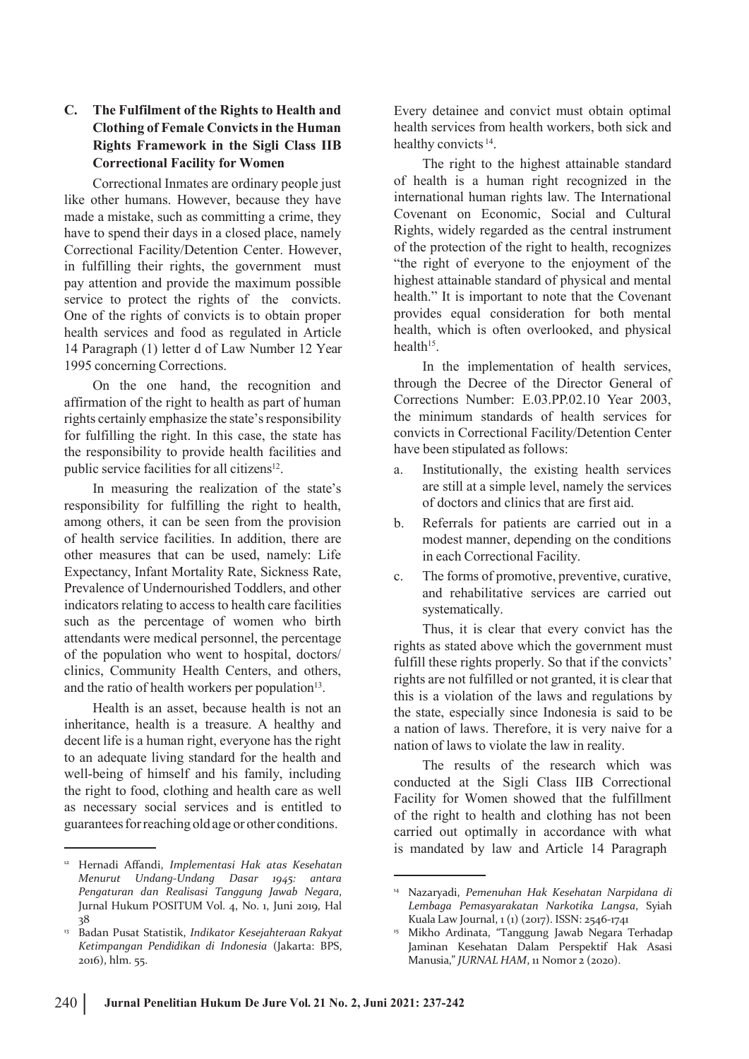### C. The Fulfilment of the Rights to Health and Clothing of Female Convicts in the Human Rights Framework in the Sigli Class IIB Correctional Facility for Women

Correctional Inmates are ordinary people just like other humans. However, because they have made a mistake, such as committing a crime, they have to spend their days in a closed place, namely Correctional Facility/Detention Center. However, in fulfilling their rights, the government must pay attention and provide the maximum possible service to protect the rights of the convicts. One of the rights of convicts is to obtain proper health services and food as regulated in Article 14 Paragraph (1) letter d of Law Number 12 Year 1995 concerning Corrections.

On the one hand, the recognition and affirmation of the right to health as part of human rights certainly emphasize the state's responsibility for fulfilling the right. In this case, the state has the responsibility to provide health facilities and public service facilities for all citizens[12].

In measuring the realization of the state's responsibility for fulfilling the right to health, among others, it can be seen from the provision of health service facilities. In addition, there are other measures that can be used, namely: Life Expectancy, Infant Mortality Rate, Sickness Rate, Prevalence of Undernourished Toddlers, and other indicators relating to access to health care facilities such as the percentage of women who birth attendants were medical personnel, the percentage of the population who went to hospital, doctors/ clinics, Community Health Centers, and others, and the ratio of health workers per population[13].

Health is an asset, because health is not an inheritance, health is a treasure. A healthy and decent life is a human right, everyone has the right to an adequate living standard for the health and well-being of himself and his family, including the right to food, clothing and health care as well as necessary social services and is entitled to guarantees for reaching old age or other conditions. Every detainee and convict must obtain optimal health services from health workers, both sick and healthy convicts[14].

The right to the highest attainable standard of health is a human right recognized in the international human rights law. The International Covenant on Economic, Social and Cultural Rights, widely regarded as the central instrument of the protection of the right to health, recognizes "the right of everyone to the enjoyment of the highest attainable standard of physical and mental health." It is important to note that the Covenant provides equal consideration for both mental health, which is often overlooked, and physical health[15].

In the implementation of health services, through the Decree of the Director General of Corrections Number: E.03.PP.02.10 Year 2003, the minimum standards of health services for convicts in Correctional Facility/Detention Center have been stipulated as follows:

a. Institutionally, the existing health services are still at a simple level, namely the services of doctors and clinics that are first aid.
b. Referrals for patients are carried out in a modest manner, depending on the conditions in each Correctional Facility.
c. The forms of promotive, preventive, curative, and rehabilitative services are carried out systematically.

Thus, it is clear that every convict has the rights as stated above which the government must fulfill these rights properly. So that if the convicts' rights are not fulfilled or not granted, it is clear that this is a violation of the laws and regulations by the state, especially since Indonesia is said to be a nation of laws. Therefore, it is very naive for a nation of laws to violate the law in reality.

The results of the research which was conducted at the Sigli Class IIB Correctional Facility for Women showed that the fulfillment of the right to health and clothing has not been carried out optimally in accordance with what is mandated by law and Article 14 Paragraph

---

[12] Hernadi Affandi, *Implementasi Hak atas Kesehatan Menurut Undang-Undang Dasar 1945: antara Pengaturan dan Realisasi Tanggung Jawab Negara*, Jurnal Hukum POSITUM Vol. 4, No. 1, Juni 2019, Hal 38

[13] Badan Pusat Statistik, *Indikator Kesejahteraan Rakyat Ketimpangan Pendidikan di Indonesia* (Jakarta: BPS, 2016), hlm. 55.

[14] Nazaryadi, *Pemenuhan Hak Kesehatan Narpidana di Lembaga Pemasyarakatan Narkotika Langsa*, Syiah Kuala Law Journal, 1 (1) (2017). ISSN: 2546-1741

[15] Mikho Ardinata, "Tanggung Jawab Negara Terhadap Jaminan Kesehatan Dalam Perspektif Hak Asasi Manusia," *JURNAL HAM*, 11 Nomor 2 (2020).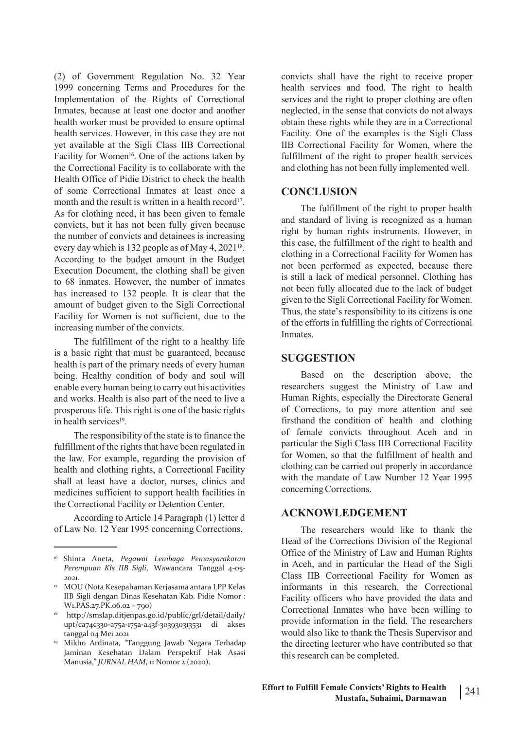(2) of Government Regulation No. 32 Year 1999 concerning Terms and Procedures for the Implementation of the Rights of Correctional Inmates, because at least one doctor and another health worker must be provided to ensure optimal health services. However, in this case they are not yet available at the Sigli Class IIB Correctional Facility for Women[16]. One of the actions taken by the Correctional Facility is to collaborate with the Health Office of Pidie District to check the health of some Correctional Inmates at least once a month and the result is written in a health record[17]. As for clothing need, it has been given to female convicts, but it has not been fully given because the number of convicts and detainees is increasing every day which is 132 people as of May 4, 2021[18]. According to the budget amount in the Budget Execution Document, the clothing shall be given to 68 inmates. However, the number of inmates has increased to 132 people. It is clear that the amount of budget given to the Sigli Correctional Facility for Women is not sufficient, due to the increasing number of the convicts.

The fulfillment of the right to a healthy life is a basic right that must be guaranteed, because health is part of the primary needs of every human being. Healthy condition of body and soul will enable every human being to carry out his activities and works. Health is also part of the need to live a prosperous life. This right is one of the basic rights in health services[19].

The responsibility of the state is to finance the fulfillment of the rights that have been regulated in the law. For example, regarding the provision of health and clothing rights, a Correctional Facility shall at least have a doctor, nurses, clinics and medicines sufficient to support health facilities in the Correctional Facility or Detention Center.

According to Article 14 Paragraph (1) letter d of Law No. 12 Year 1995 concerning Corrections, convicts shall have the right to receive proper health services and food. The right to health services and the right to proper clothing are often neglected, in the sense that convicts do not always obtain these rights while they are in a Correctional Facility. One of the examples is the Sigli Class IIB Correctional Facility for Women, where the fulfillment of the right to proper health services and clothing has not been fully implemented well.

## CONCLUSION

The fulfillment of the right to proper health and standard of living is recognized as a human right by human rights instruments. However, in this case, the fulfillment of the right to health and clothing in a Correctional Facility for Women has not been performed as expected, because there is still a lack of medical personnel. Clothing has not been fully allocated due to the lack of budget given to the Sigli Correctional Facility for Women. Thus, the state's responsibility to its citizens is one of the efforts in fulfilling the rights of Correctional Inmates.

## SUGGESTION

Based on the description above, the researchers suggest the Ministry of Law and Human Rights, especially the Directorate General of Corrections, to pay more attention and see firsthand the condition of health and clothing of female convicts throughout Aceh and in particular the Sigli Class IIB Correctional Facility for Women, so that the fulfillment of health and clothing can be carried out properly in accordance with the mandate of Law Number 12 Year 1995 concerning Corrections.

## ACKNOWLEDGEMENT

The researchers would like to thank the Head of the Corrections Division of the Regional Office of the Ministry of Law and Human Rights in Aceh, and in particular the Head of the Sigli Class IIB Correctional Facility for Women as informants in this research, the Correctional Facility officers who have provided the data and Correctional Inmates who have been willing to provide information in the field. The researchers would also like to thank the Thesis Supervisor and the directing lecturer who have contributed so that this research can be completed.

---

[16] Shinta Aneta, *Pegawai Lembaga Pemasyarakatan Perempuan Kls IIB Sigli,* Wawancara Tanggal 4-05-2021.

[17] MOU (Nota Kesepahaman Kerjasama antara LPP Kelas IIB Sigli dengan Dinas Kesehatan Kab. Pidie Nomor : W1.PAS.27.PK.06.02 – 790)

[18] http://smslap.ditjenpas.go.id/public/grl/detail/daily/upt/ca74c330-a75a-175a-a43f-303930313531 di akses tanggal 04 Mei 2021

[19] Mikho Ardinata, "Tanggung Jawab Negara Terhadap Jaminan Kesehatan Dalam Perspektif Hak Asasi Manusia," *JURNAL HAM*, 11 Nomor 2 (2020).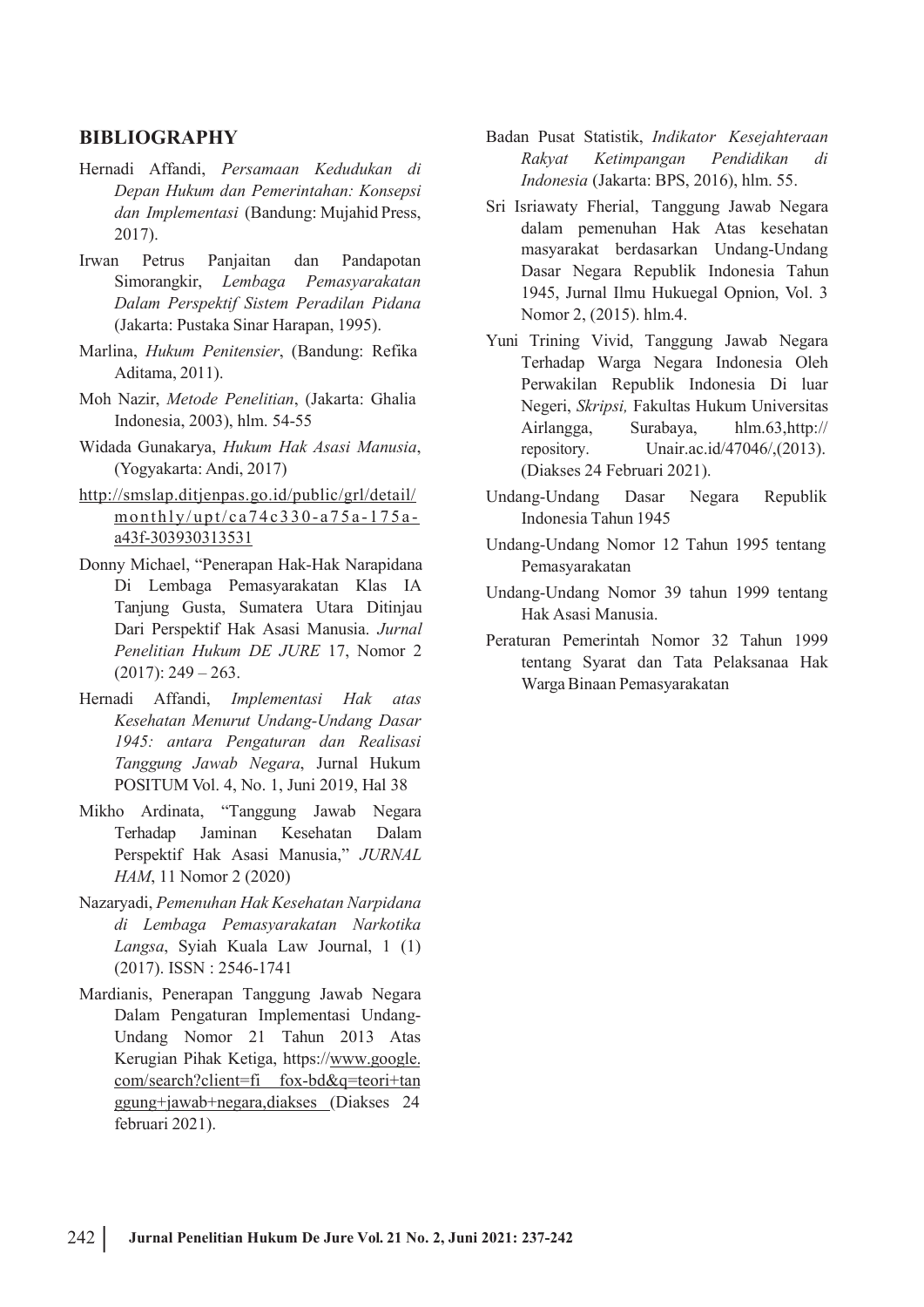## BIBLIOGRAPHY

Hernadi Affandi, *Persamaan Kedudukan di Depan Hukum dan Pemerintahan: Konsepsi dan Implementasi* (Bandung: Mujahid Press, 2017).

Irwan Petrus Panjaitan dan Pandapotan Simorangkir, *Lembaga Pemasyarakatan Dalam Perspektif Sistem Peradilan Pidana* (Jakarta: Pustaka Sinar Harapan, 1995).

Marlina, *Hukum Penitensier*, (Bandung: Refika Aditama, 2011).

Moh Nazir, *Metode Penelitian*, (Jakarta: Ghalia Indonesia, 2003), hlm. 54-55

Widada Gunakarya, *Hukum Hak Asasi Manusia*, (Yogyakarta: Andi, 2017)

http://smslap.ditjenpas.go.id/public/grl/detail/monthly/upt/ca74c330-a75a-175a-a43f-303930313531

Donny Michael, "Penerapan Hak-Hak Narapidana Di Lembaga Pemasyarakatan Klas IA Tanjung Gusta, Sumatera Utara Ditinjau Dari Perspektif Hak Asasi Manusia. *Jurnal Penelitian Hukum DE JURE* 17, Nomor 2 (2017): 249 – 263.

Hernadi Affandi, *Implementasi Hak atas Kesehatan Menurut Undang-Undang Dasar 1945: antara Pengaturan dan Realisasi Tanggung Jawab Negara*, Jurnal Hukum POSITUM Vol. 4, No. 1, Juni 2019, Hal 38

Mikho Ardinata, "Tanggung Jawab Negara Terhadap Jaminan Kesehatan Dalam Perspektif Hak Asasi Manusia," *JURNAL HAM*, 11 Nomor 2 (2020)

Nazaryadi, *Pemenuhan Hak Kesehatan Narpidana di Lembaga Pemasyarakatan Narkotika Langsa*, Syiah Kuala Law Journal, 1 (1) (2017). ISSN : 2546-1741

Mardianis, Penerapan Tanggung Jawab Negara Dalam Pengaturan Implementasi Undang-Undang Nomor 21 Tahun 2013 Atas Kerugian Pihak Ketiga, https://www.google.com/search?client=fi fox-bd&q=teori+tanggung+jawab+negara,diakses (Diakses 24 februari 2021).

Badan Pusat Statistik, *Indikator Kesejahteraan Rakyat Ketimpangan Pendidikan di Indonesia* (Jakarta: BPS, 2016), hlm. 55.

Sri Isriawaty Fherial, Tanggung Jawab Negara dalam pemenuhan Hak Atas kesehatan masyarakat berdasarkan Undang-Undang Dasar Negara Republik Indonesia Tahun 1945, Jurnal Ilmu Hukuegal Opnion, Vol. 3 Nomor 2, (2015). hlm.4.

Yuni Trining Vivid, Tanggung Jawab Negara Terhadap Warga Negara Indonesia Oleh Perwakilan Republik Indonesia Di luar Negeri, *Skripsi,* Fakultas Hukum Universitas Airlangga, Surabaya, hlm.63,http://repository. Unair.ac.id/47046/,(2013). (Diakses 24 Februari 2021).

Undang-Undang Dasar Negara Republik Indonesia Tahun 1945

Undang-Undang Nomor 12 Tahun 1995 tentang Pemasyarakatan

Undang-Undang Nomor 39 tahun 1999 tentang Hak Asasi Manusia.

Peraturan Pemerintah Nomor 32 Tahun 1999 tentang Syarat dan Tata Pelaksanaa Hak Warga Binaan Pemasyarakatan